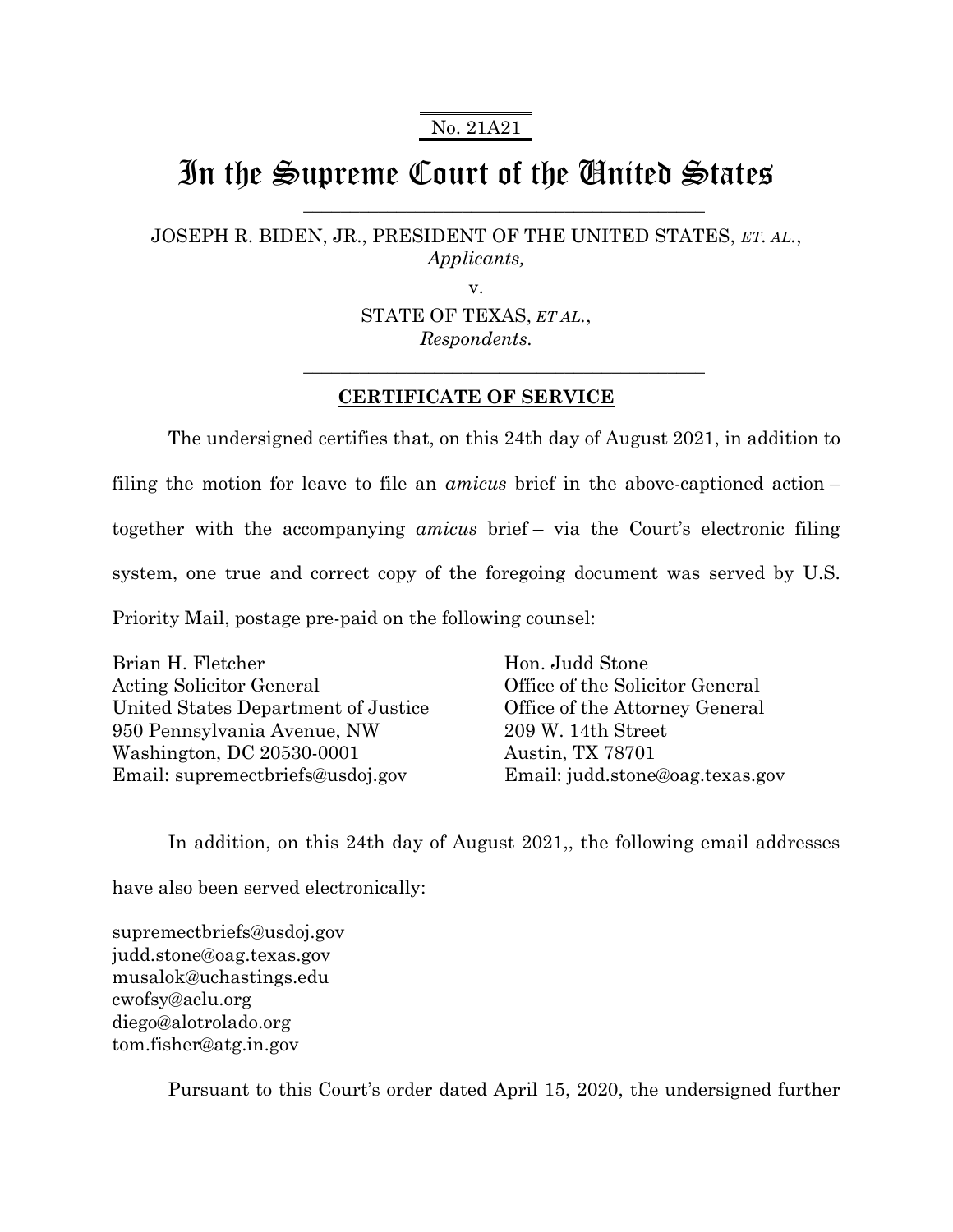No. 21A21

# In the Supreme Court of the United States

---

JOSEPH R. BIDEN, JR., PRESIDENT OF THE UNITED STATES, *ET. AL.*,
*Applicants,*

v.

STATE OF TEXAS, *ET AL.*,
*Respondents.*

---

## CERTIFICATE OF SERVICE

The undersigned certifies that, on this 24th day of August 2021, in addition to filing the motion for leave to file an *amicus* brief in the above-captioned action – together with the accompanying *amicus* brief – via the Court's electronic filing system, one true and correct copy of the foregoing document was served by U.S. Priority Mail, postage pre-paid on the following counsel:

Brian H. Fletcher
Acting Solicitor General
United States Department of Justice
950 Pennsylvania Avenue, NW
Washington, DC 20530-0001
Email: supremectbriefs@usdoj.gov

Hon. Judd Stone
Office of the Solicitor General
Office of the Attorney General
209 W. 14th Street
Austin, TX 78701
Email: judd.stone@oag.texas.gov

In addition, on this 24th day of August 2021,, the following email addresses have also been served electronically:

supremectbriefs@usdoj.gov
judd.stone@oag.texas.gov
musalok@uchastings.edu
cwofsy@aclu.org
diego@alotrolado.org
tom.fisher@atg.in.gov

Pursuant to this Court's order dated April 15, 2020, the undersigned further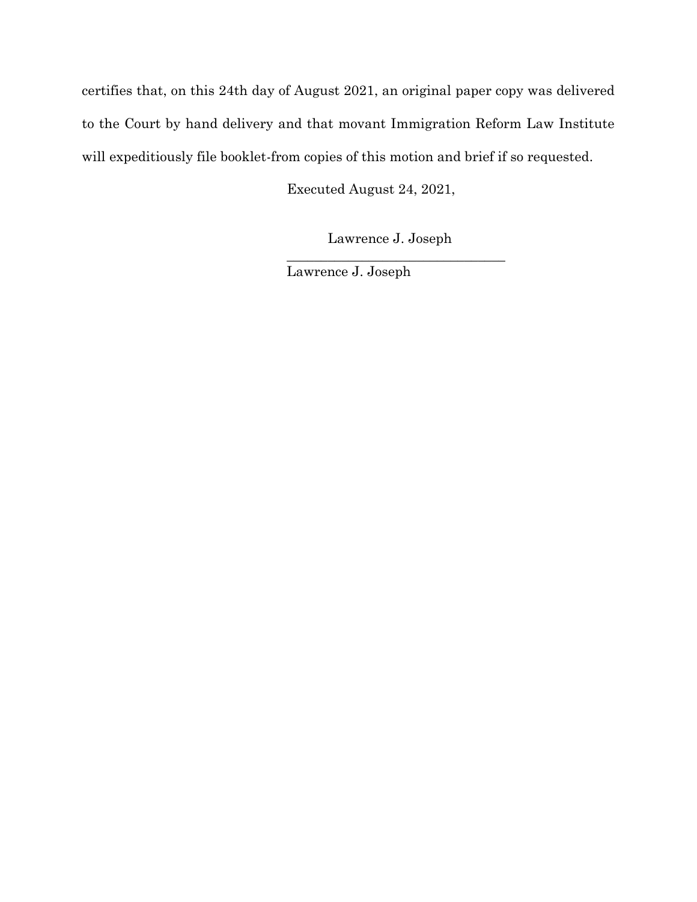certifies that, on this 24th day of August 2021, an original paper copy was delivered to the Court by hand delivery and that movant Immigration Reform Law Institute will expeditiously file booklet-from copies of this motion and brief if so requested.

Executed August 24, 2021,

Lawrence J. Joseph

\_\_\_\_\_\_\_\_\_\_\_\_\_\_\_\_\_\_\_\_\_\_\_\_\_\_\_\_\_\_\_\_

Lawrence J. Joseph